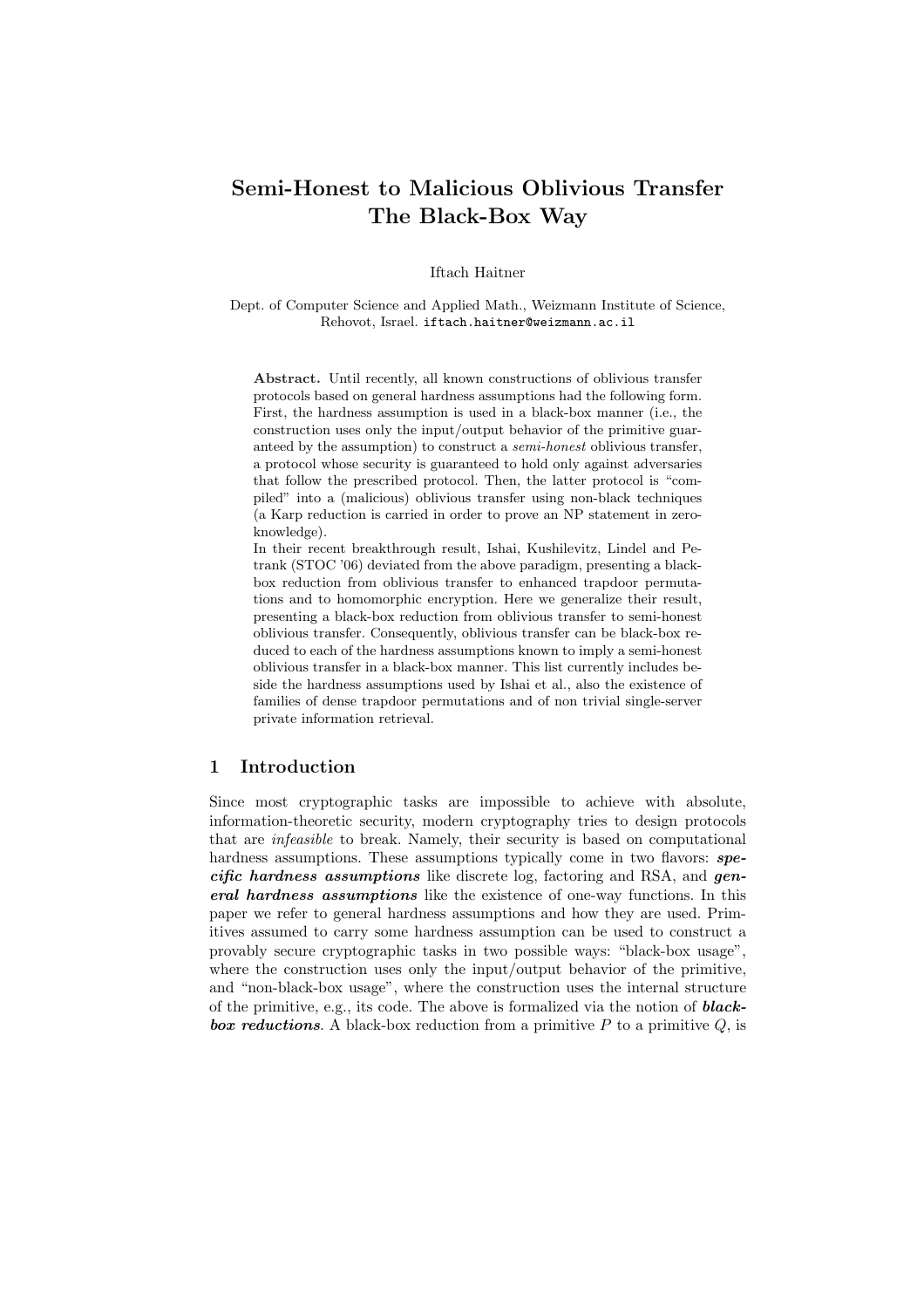# Semi-Honest to Malicious Oblivious Transfer
# The Black-Box Way

Iftach Haitner

Dept. of Computer Science and Applied Math., Weizmann Institute of Science, Rehovot, Israel. iftach.haitner@weizmann.ac.il

**Abstract.** Until recently, all known constructions of oblivious transfer protocols based on general hardness assumptions had the following form. First, the hardness assumption is used in a black-box manner (i.e., the construction uses only the input/output behavior of the primitive guaranteed by the assumption) to construct a *semi-honest* oblivious transfer, a protocol whose security is guaranteed to hold only against adversaries that follow the prescribed protocol. Then, the latter protocol is "compiled" into a (malicious) oblivious transfer using non-black techniques (a Karp reduction is carried in order to prove an NP statement in zero-knowledge).

In their recent breakthrough result, Ishai, Kushilevitz, Lindel and Petrank (STOC '06) deviated from the above paradigm, presenting a black-box reduction from oblivious transfer to enhanced trapdoor permutations and to homomorphic encryption. Here we generalize their result, presenting a black-box reduction from oblivious transfer to semi-honest oblivious transfer. Consequently, oblivious transfer can be black-box reduced to each of the hardness assumptions known to imply a semi-honest oblivious transfer in a black-box manner. This list currently includes beside the hardness assumptions used by Ishai et al., also the existence of families of dense trapdoor permutations and of non trivial single-server private information retrieval.

## 1 Introduction

Since most cryptographic tasks are impossible to achieve with absolute, information-theoretic security, modern cryptography tries to design protocols that are *infeasible* to break. Namely, their security is based on computational hardness assumptions. These assumptions typically come in two flavors: ***specific hardness assumptions*** like discrete log, factoring and RSA, and ***general hardness assumptions*** like the existence of one-way functions. In this paper we refer to general hardness assumptions and how they are used. Primitives assumed to carry some hardness assumption can be used to construct a provably secure cryptographic tasks in two possible ways: "black-box usage", where the construction uses only the input/output behavior of the primitive, and "non-black-box usage", where the construction uses the internal structure of the primitive, e.g., its code. The above is formalized via the notion of ***black-box reductions***. A black-box reduction from a primitive $P$ to a primitive $Q$, is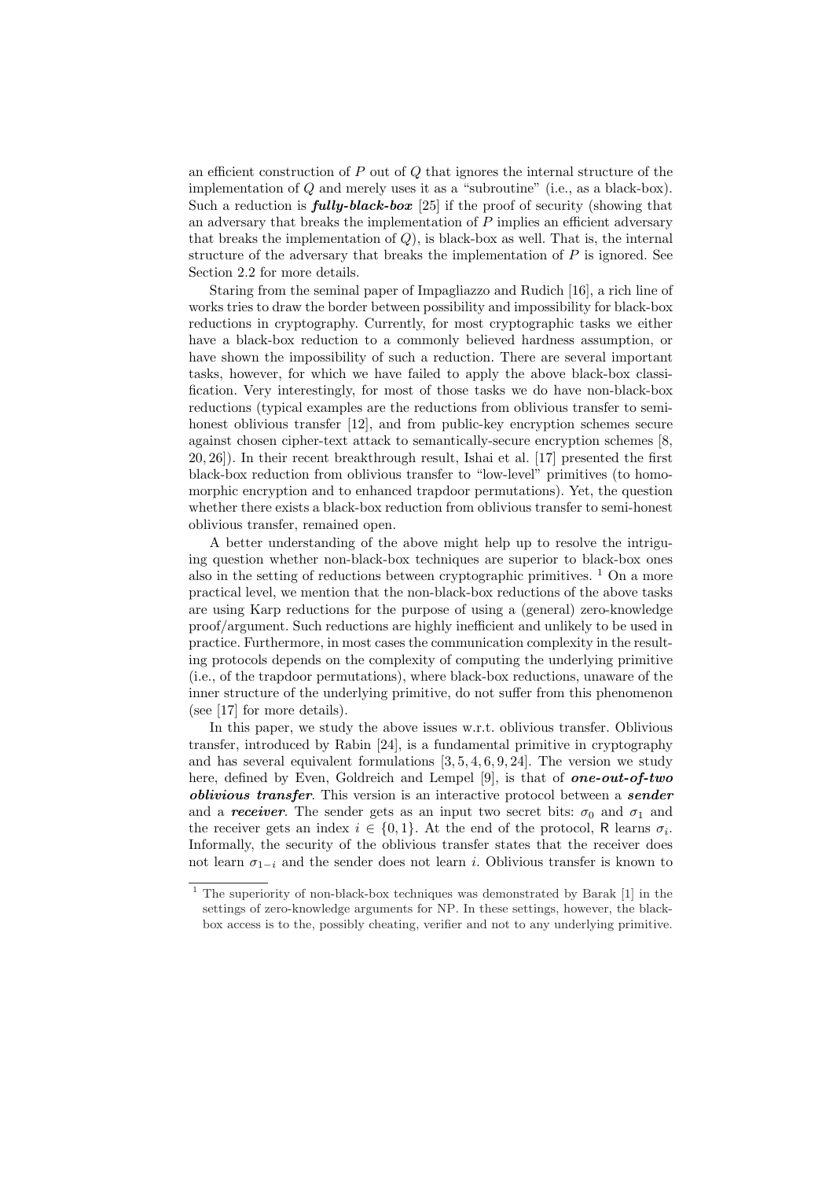an efficient construction of $P$ out of $Q$ that ignores the internal structure of the implementation of $Q$ and merely uses it as a "subroutine" (i.e., as a black-box). Such a reduction is ***fully-black-box*** [25] if the proof of security (showing that an adversary that breaks the implementation of $P$ implies an efficient adversary that breaks the implementation of $Q$), is black-box as well. That is, the internal structure of the adversary that breaks the implementation of $P$ is ignored. See Section 2.2 for more details.

Staring from the seminal paper of Impagliazzo and Rudich [16], a rich line of works tries to draw the border between possibility and impossibility for black-box reductions in cryptography. Currently, for most cryptographic tasks we either have a black-box reduction to a commonly believed hardness assumption, or have shown the impossibility of such a reduction. There are several important tasks, however, for which we have failed to apply the above black-box classification. Very interestingly, for most of those tasks we do have non-black-box reductions (typical examples are the reductions from oblivious transfer to semi-honest oblivious transfer [12], and from public-key encryption schemes secure against chosen cipher-text attack to semantically-secure encryption schemes [8, 20, 26]). In their recent breakthrough result, Ishai et al. [17] presented the first black-box reduction from oblivious transfer to "low-level" primitives (to homomorphic encryption and to enhanced trapdoor permutations). Yet, the question whether there exists a black-box reduction from oblivious transfer to semi-honest oblivious transfer, remained open.

A better understanding of the above might help up to resolve the intriguing question whether non-black-box techniques are superior to black-box ones also in the setting of reductions between cryptographic primitives. [1] On a more practical level, we mention that the non-black-box reductions of the above tasks are using Karp reductions for the purpose of using a (general) zero-knowledge proof/argument. Such reductions are highly inefficient and unlikely to be used in practice. Furthermore, in most cases the communication complexity in the resulting protocols depends on the complexity of computing the underlying primitive (i.e., of the trapdoor permutations), where black-box reductions, unaware of the inner structure of the underlying primitive, do not suffer from this phenomenon (see [17] for more details).

In this paper, we study the above issues w.r.t. oblivious transfer. Oblivious transfer, introduced by Rabin [24], is a fundamental primitive in cryptography and has several equivalent formulations [3, 5, 4, 6, 9, 24]. The version we study here, defined by Even, Goldreich and Lempel [9], is that of ***one-out-of-two oblivious transfer***. This version is an interactive protocol between a ***sender*** and a ***receiver***. The sender gets as an input two secret bits: $\sigma_0$ and $\sigma_1$ and the receiver gets an index $i \in \{0, 1\}$. At the end of the protocol, $\mathsf{R}$ learns $\sigma_i$. Informally, the security of the oblivious transfer states that the receiver does not learn $\sigma_{1-i}$ and the sender does not learn $i$. Oblivious transfer is known to

[1] The superiority of non-black-box techniques was demonstrated by Barak [1] in the settings of zero-knowledge arguments for NP. In these settings, however, the black-box access is to the, possibly cheating, verifier and not to any underlying primitive.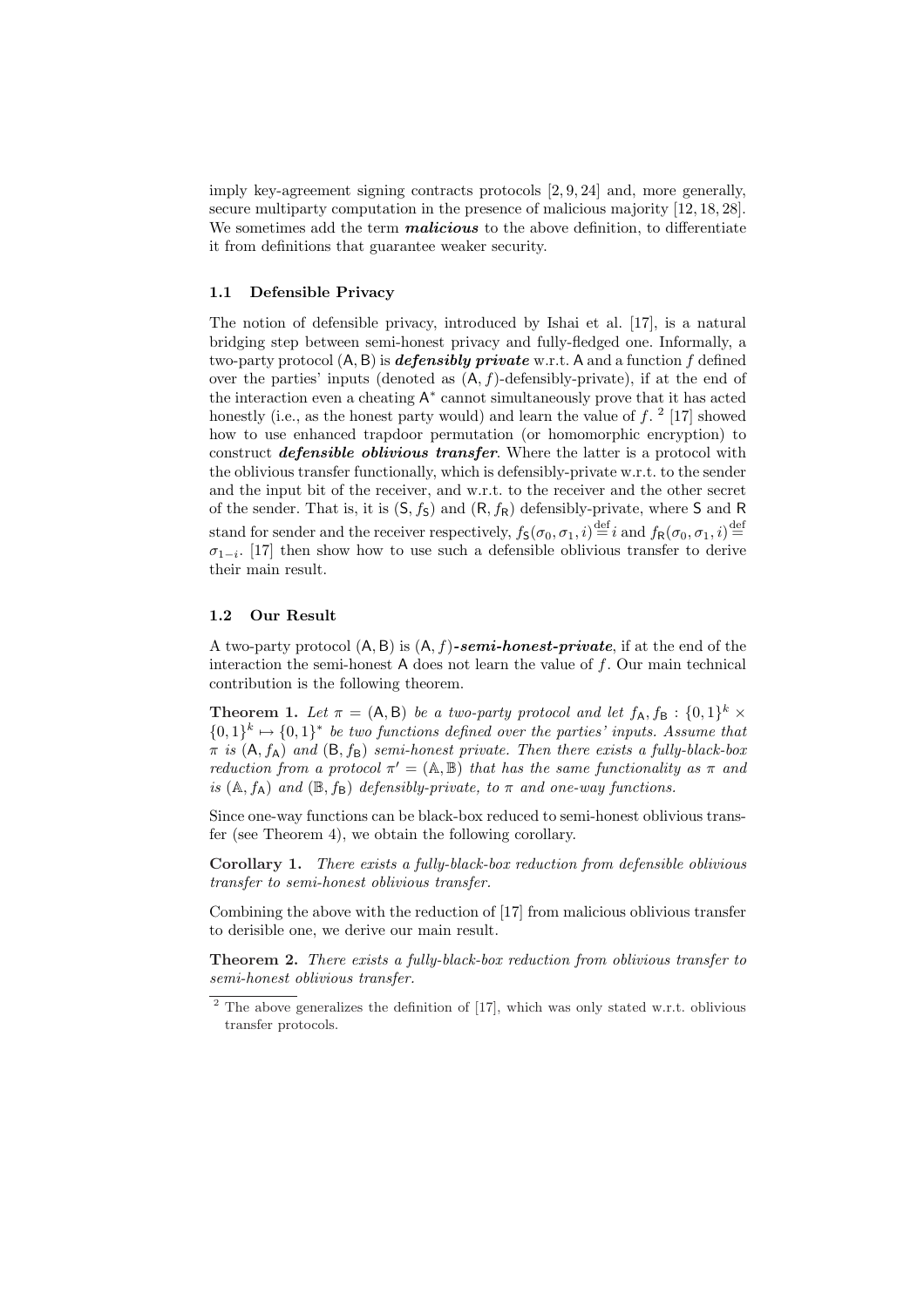imply key-agreement signing contracts protocols [2, 9, 24] and, more generally, secure multiparty computation in the presence of malicious majority [12, 18, 28]. We sometimes add the term ***malicious*** to the above definition, to differentiate it from definitions that guarantee weaker security.

### 1.1 Defensible Privacy

The notion of defensible privacy, introduced by Ishai et al. [17], is a natural bridging step between semi-honest privacy and fully-fledged one. Informally, a two-party protocol $(\mathsf{A}, \mathsf{B})$ is ***defensibly private*** w.r.t. $\mathsf{A}$ and a function $f$ defined over the parties' inputs (denoted as $(\mathsf{A}, f)$-defensibly-private), if at the end of the interaction even a cheating $\mathsf{A}^*$ cannot simultaneously prove that it has acted honestly (i.e., as the honest party would) and learn the value of $f$. [2] [17] showed how to use enhanced trapdoor permutation (or homomorphic encryption) to construct ***defensible oblivious transfer***. Where the latter is a protocol with the oblivious transfer functionally, which is defensibly-private w.r.t. to the sender and the input bit of the receiver, and w.r.t. to the receiver and the other secret of the sender. That is, it is $(\mathsf{S}, f_{\mathsf{S}})$ and $(\mathsf{R}, f_{\mathsf{R}})$ defensibly-private, where $\mathsf{S}$ and $\mathsf{R}$ stand for sender and the receiver respectively, $f_{\mathsf{S}}(\sigma_0, \sigma_1, i) \stackrel{\text{def}}{=} i$ and $f_{\mathsf{R}}(\sigma_0, \sigma_1, i) \stackrel{\text{def}}{=} \sigma_{1-i}$. [17] then show how to use such a defensible oblivious transfer to derive their main result.

### 1.2 Our Result

A two-party protocol $(\mathsf{A}, \mathsf{B})$ is $(\mathsf{A}, f)$***-semi-honest-private***, if at the end of the interaction the semi-honest $\mathsf{A}$ does not learn the value of $f$. Our main technical contribution is the following theorem.

**Theorem 1.** *Let $\pi = (\mathsf{A}, \mathsf{B})$ be a two-party protocol and let $f_{\mathsf{A}}, f_{\mathsf{B}} : \{0,1\}^k \times \{0,1\}^k \mapsto \{0,1\}^*$ be two functions defined over the parties' inputs. Assume that $\pi$ is $(\mathsf{A}, f_{\mathsf{A}})$ and $(\mathsf{B}, f_{\mathsf{B}})$ semi-honest private. Then there exists a fully-black-box reduction from a protocol $\pi' = (\mathbb{A}, \mathbb{B})$ that has the same functionality as $\pi$ and is $(\mathbb{A}, f_{\mathsf{A}})$ and $(\mathbb{B}, f_{\mathsf{B}})$ defensibly-private, to $\pi$ and one-way functions.*

Since one-way functions can be black-box reduced to semi-honest oblivious transfer (see Theorem 4), we obtain the following corollary.

**Corollary 1.** *There exists a fully-black-box reduction from defensible oblivious transfer to semi-honest oblivious transfer.*

Combining the above with the reduction of [17] from malicious oblivious transfer to derisible one, we derive our main result.

**Theorem 2.** *There exists a fully-black-box reduction from oblivious transfer to semi-honest oblivious transfer.*

[2] The above generalizes the definition of [17], which was only stated w.r.t. oblivious transfer protocols.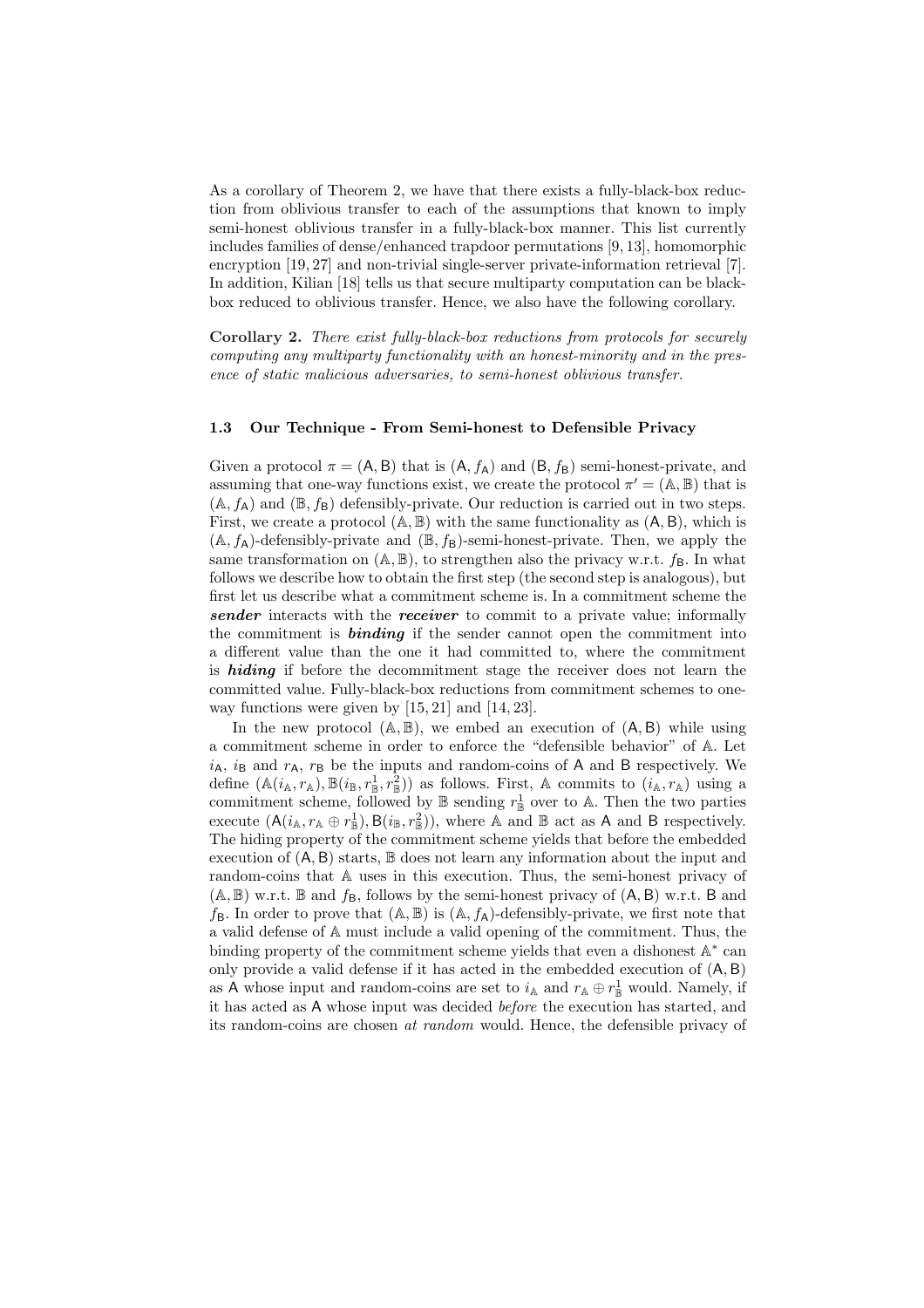As a corollary of Theorem 2, we have that there exists a fully-black-box reduction from oblivious transfer to each of the assumptions that known to imply semi-honest oblivious transfer in a fully-black-box manner. This list currently includes families of dense/enhanced trapdoor permutations [9, 13], homomorphic encryption [19, 27] and non-trivial single-server private-information retrieval [7]. In addition, Kilian [18] tells us that secure multiparty computation can be black-box reduced to oblivious transfer. Hence, we also have the following corollary.

**Corollary 2.** *There exist fully-black-box reductions from protocols for securely computing any multiparty functionality with an honest-minority and in the presence of static malicious adversaries, to semi-honest oblivious transfer.*

### 1.3 Our Technique - From Semi-honest to Defensible Privacy

Given a protocol $\pi = (\mathsf{A}, \mathsf{B})$ that is $(\mathsf{A}, f_{\mathsf{A}})$ and $(\mathsf{B}, f_{\mathsf{B}})$ semi-honest-private, and assuming that one-way functions exist, we create the protocol $\pi' = (\mathbb{A}, \mathbb{B})$ that is $(\mathbb{A}, f_{\mathsf{A}})$ and $(\mathbb{B}, f_{\mathsf{B}})$ defensibly-private. Our reduction is carried out in two steps. First, we create a protocol $(\mathbb{A}, \mathbb{B})$ with the same functionality as $(\mathsf{A}, \mathsf{B})$, which is $(\mathbb{A}, f_{\mathsf{A}})$-defensibly-private and $(\mathbb{B}, f_{\mathsf{B}})$-semi-honest-private. Then, we apply the same transformation on $(\mathbb{A}, \mathbb{B})$, to strengthen also the privacy w.r.t. $f_{\mathsf{B}}$. In what follows we describe how to obtain the first step (the second step is analogous), but first let us describe what a commitment scheme is. In a commitment scheme the ***sender*** interacts with the ***receiver*** to commit to a private value; informally the commitment is ***binding*** if the sender cannot open the commitment into a different value than the one it had committed to, where the commitment is ***hiding*** if before the decommitment stage the receiver does not learn the committed value. Fully-black-box reductions from commitment schemes to one-way functions were given by [15, 21] and [14, 23].

In the new protocol $(\mathbb{A}, \mathbb{B})$, we embed an execution of $(\mathsf{A}, \mathsf{B})$ while using a commitment scheme in order to enforce the "defensible behavior" of $\mathbb{A}$. Let $i_{\mathsf{A}}$, $i_{\mathsf{B}}$ and $r_{\mathsf{A}}$, $r_{\mathsf{B}}$ be the inputs and random-coins of $\mathsf{A}$ and $\mathsf{B}$ respectively. We define $(\mathbb{A}(i_{\mathbb{A}}, r_{\mathbb{A}}), \mathbb{B}(i_{\mathbb{B}}, r_{\mathbb{B}}^1, r_{\mathbb{B}}^2))$ as follows. First, $\mathbb{A}$ commits to $(i_{\mathbb{A}}, r_{\mathbb{A}})$ using a commitment scheme, followed by $\mathbb{B}$ sending $r_{\mathbb{B}}^1$ over to $\mathbb{A}$. Then the two parties execute $(\mathsf{A}(i_{\mathbb{A}}, r_{\mathbb{A}} \oplus r_{\mathbb{B}}^1), \mathsf{B}(i_{\mathbb{B}}, r_{\mathbb{B}}^2))$, where $\mathbb{A}$ and $\mathbb{B}$ act as $\mathsf{A}$ and $\mathsf{B}$ respectively. The hiding property of the commitment scheme yields that before the embedded execution of $(\mathsf{A}, \mathsf{B})$ starts, $\mathbb{B}$ does not learn any information about the input and random-coins that $\mathbb{A}$ uses in this execution. Thus, the semi-honest privacy of $(\mathbb{A}, \mathbb{B})$ w.r.t. $\mathbb{B}$ and $f_{\mathsf{B}}$, follows by the semi-honest privacy of $(\mathsf{A}, \mathsf{B})$ w.r.t. $\mathsf{B}$ and $f_{\mathsf{B}}$. In order to prove that $(\mathbb{A}, \mathbb{B})$ is $(\mathbb{A}, f_{\mathsf{A}})$-defensibly-private, we first note that a valid defense of $\mathbb{A}$ must include a valid opening of the commitment. Thus, the binding property of the commitment scheme yields that even a dishonest $\mathbb{A}^*$ can only provide a valid defense if it has acted in the embedded execution of $(\mathsf{A}, \mathsf{B})$ as $\mathsf{A}$ whose input and random-coins are set to $i_{\mathbb{A}}$ and $r_{\mathbb{A}} \oplus r_{\mathbb{B}}^1$ would. Namely, if it has acted as $\mathsf{A}$ whose input was decided *before* the execution has started, and its random-coins are chosen *at random* would. Hence, the defensible privacy of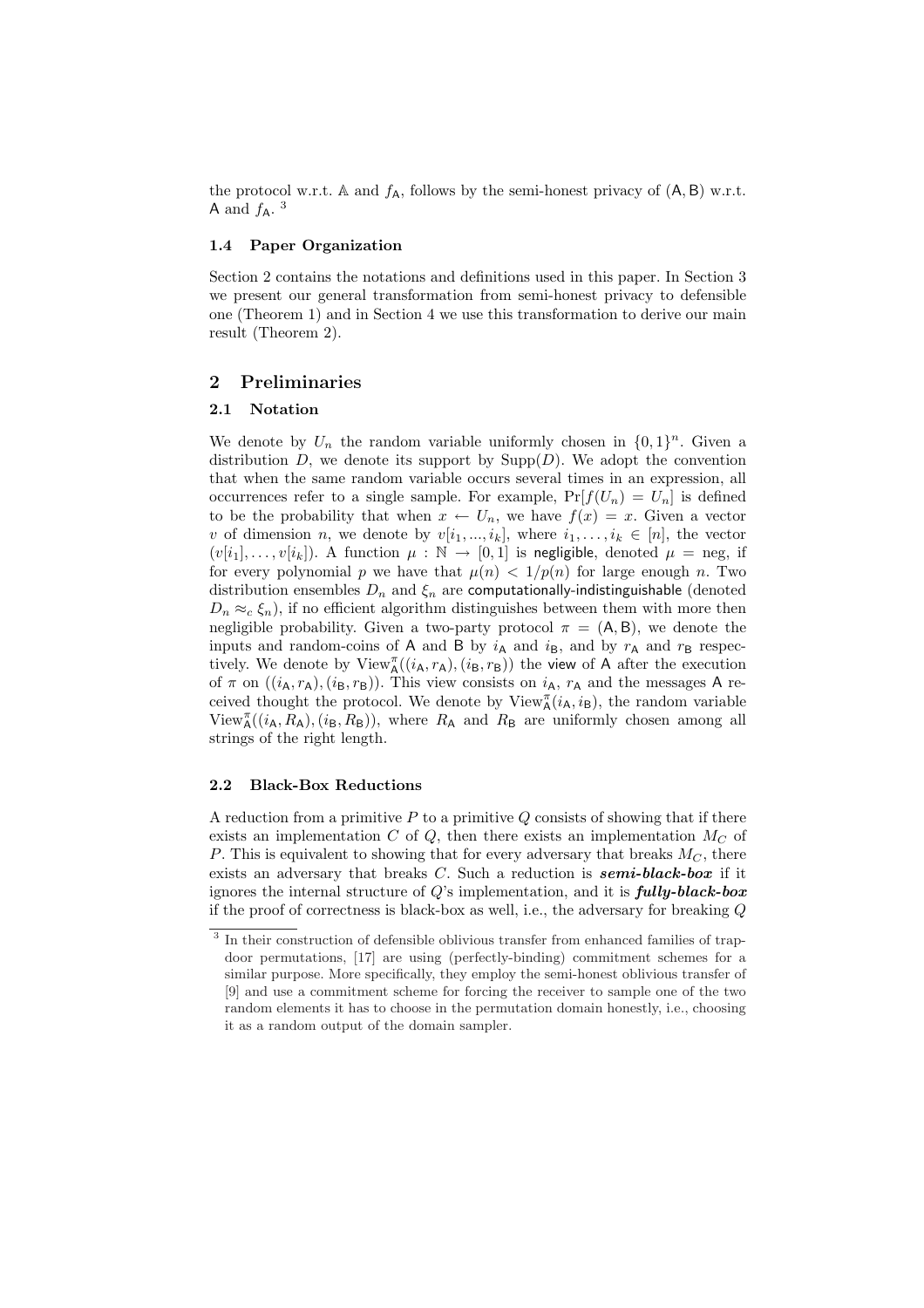the protocol w.r.t. $\mathbb{A}$ and $f_{\mathsf{A}}$, follows by the semi-honest privacy of $(\mathsf{A}, \mathsf{B})$ w.r.t. $\mathsf{A}$ and $f_{\mathsf{A}}$. [3]

### 1.4 Paper Organization

Section 2 contains the notations and definitions used in this paper. In Section 3 we present our general transformation from semi-honest privacy to defensible one (Theorem 1) and in Section 4 we use this transformation to derive our main result (Theorem 2).

## 2 Preliminaries

### 2.1 Notation

We denote by $U_n$ the random variable uniformly chosen in $\{0,1\}^n$. Given a distribution $D$, we denote its support by $\mathrm{Supp}(D)$. We adopt the convention that when the same random variable occurs several times in an expression, all occurrences refer to a single sample. For example, $\Pr[f(U_n) = U_n]$ is defined to be the probability that when $x \leftarrow U_n$, we have $f(x) = x$. Given a vector $v$ of dimension $n$, we denote by $v[i_1, ..., i_k]$, where $i_1, \ldots, i_k \in [n]$, the vector $(v[i_1], \ldots, v[i_k])$. A function $\mu : \mathbb{N} \to [0,1]$ is negligible, denoted $\mu = \mathrm{neg}$, if for every polynomial $p$ we have that $\mu(n) < 1/p(n)$ for large enough $n$. Two distribution ensembles $D_n$ and $\xi_n$ are computationally-indistinguishable (denoted $D_n \approx_c \xi_n$), if no efficient algorithm distinguishes between them with more then negligible probability. Given a two-party protocol $\pi = (\mathsf{A}, \mathsf{B})$, we denote the inputs and random-coins of $\mathsf{A}$ and $\mathsf{B}$ by $i_{\mathsf{A}}$ and $i_{\mathsf{B}}$, and by $r_{\mathsf{A}}$ and $r_{\mathsf{B}}$ respectively. We denote by $\mathrm{View}^{\pi}_{\mathsf{A}}((i_{\mathsf{A}}, r_{\mathsf{A}}), (i_{\mathsf{B}}, r_{\mathsf{B}}))$ the view of $\mathsf{A}$ after the execution of $\pi$ on $((i_{\mathsf{A}}, r_{\mathsf{A}}), (i_{\mathsf{B}}, r_{\mathsf{B}}))$. This view consists on $i_{\mathsf{A}}$, $r_{\mathsf{A}}$ and the messages $\mathsf{A}$ received thought the protocol. We denote by $\mathrm{View}^{\pi}_{\mathsf{A}}(i_{\mathsf{A}}, i_{\mathsf{B}})$, the random variable $\mathrm{View}^{\pi}_{\mathsf{A}}((i_{\mathsf{A}}, R_{\mathsf{A}}), (i_{\mathsf{B}}, R_{\mathsf{B}}))$, where $R_{\mathsf{A}}$ and $R_{\mathsf{B}}$ are uniformly chosen among all strings of the right length.

### 2.2 Black-Box Reductions

A reduction from a primitive $P$ to a primitive $Q$ consists of showing that if there exists an implementation $C$ of $Q$, then there exists an implementation $M_C$ of $P$. This is equivalent to showing that for every adversary that breaks $M_C$, there exists an adversary that breaks $C$. Such a reduction is ***semi-black-box*** if it ignores the internal structure of $Q$'s implementation, and it is ***fully-black-box*** if the proof of correctness is black-box as well, i.e., the adversary for breaking $Q$

[3] In their construction of defensible oblivious transfer from enhanced families of trapdoor permutations, [17] are using (perfectly-binding) commitment schemes for a similar purpose. More specifically, they employ the semi-honest oblivious transfer of [9] and use a commitment scheme for forcing the receiver to sample one of the two random elements it has to choose in the permutation domain honestly, i.e., choosing it as a random output of the domain sampler.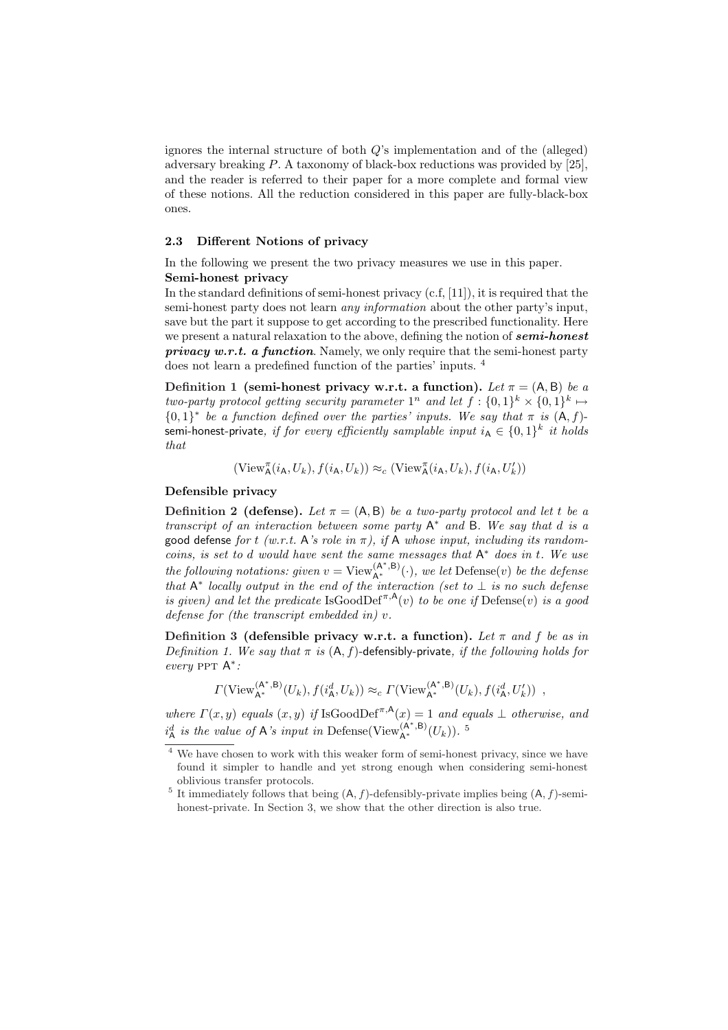ignores the internal structure of both $Q$'s implementation and of the (alleged) adversary breaking $P$. A taxonomy of black-box reductions was provided by [25], and the reader is referred to their paper for a more complete and formal view of these notions. All the reduction considered in this paper are fully-black-box ones.

### 2.3 Different Notions of privacy

In the following we present the two privacy measures we use in this paper.

**Semi-honest privacy**

In the standard definitions of semi-honest privacy (c.f, [11]), it is required that the semi-honest party does not learn *any information* about the other party's input, save but the part it suppose to get according to the prescribed functionality. Here we present a natural relaxation to the above, defining the notion of ***semi-honest privacy w.r.t. a function***. Namely, we only require that the semi-honest party does not learn a predefined function of the parties' inputs. [4]

**Definition 1 (semi-honest privacy w.r.t. a function).** *Let $\pi = (\mathsf{A}, \mathsf{B})$ be a two-party protocol getting security parameter $1^n$ and let $f : \{0,1\}^k \times \{0,1\}^k \mapsto \{0,1\}^*$ be a function defined over the parties' inputs. We say that $\pi$ is $(\mathsf{A}, f)$-*semi-honest-private*, if for every efficiently samplable input $i_\mathsf{A} \in \{0,1\}^k$ it holds that*

$$(\mathrm{View}^{\pi}_{\mathsf{A}}(i_\mathsf{A}, U_k), f(i_\mathsf{A}, U_k)) \approx_c (\mathrm{View}^{\pi}_{\mathsf{A}}(i_\mathsf{A}, U_k), f(i_\mathsf{A}, U'_k))$$

**Defensible privacy**

**Definition 2 (defense).** *Let $\pi = (\mathsf{A}, \mathsf{B})$ be a two-party protocol and let $t$ be a transcript of an interaction between some party $\mathsf{A}^*$ and $\mathsf{B}$. We say that $d$ is a* good defense *for $t$ (w.r.t. $\mathsf{A}$'s role in $\pi$), if $\mathsf{A}$ whose input, including its random-coins, is set to $d$ would have sent the same messages that $\mathsf{A}^*$ does in $t$. We use the following notations: given $v = \mathrm{View}^{(\mathsf{A}^*,\mathsf{B})}_{\mathsf{A}^*}(\cdot)$, we let $\mathrm{Defense}(v)$ be the defense that $\mathsf{A}^*$ locally output in the end of the interaction (set to $\perp$ is no such defense is given) and let the predicate $\mathrm{IsGoodDef}^{\pi,\mathsf{A}}(v)$ to be one if $\mathrm{Defense}(v)$ is a good defense for (the transcript embedded in) $v$.*

**Definition 3 (defensible privacy w.r.t. a function).** *Let $\pi$ and $f$ be as in Definition 1. We say that $\pi$ is $(\mathsf{A}, f)$-*defensibly-private*, if the following holds for every* PPT $\mathsf{A}^*$*:*

$$\varGamma(\mathrm{View}^{(\mathsf{A}^*,\mathsf{B})}_{\mathsf{A}^*}(U_k), f(i^d_\mathsf{A}, U_k)) \approx_c \varGamma(\mathrm{View}^{(\mathsf{A}^*,\mathsf{B})}_{\mathsf{A}^*}(U_k), f(i^d_\mathsf{A}, U'_k)) \ ,$$

*where $\varGamma(x, y)$ equals $(x, y)$ if $\mathrm{IsGoodDef}^{\pi,\mathsf{A}}(x) = 1$ and equals $\perp$ otherwise, and $i^d_\mathsf{A}$ is the value of $\mathsf{A}$'s input in $\mathrm{Defense}(\mathrm{View}^{(\mathsf{A}^*,\mathsf{B})}_{\mathsf{A}^*}(U_k))$.* [5]

---

[4] We have chosen to work with this weaker form of semi-honest privacy, since we have found it simpler to handle and yet strong enough when considering semi-honest oblivious transfer protocols.

[5] It immediately follows that being $(\mathsf{A}, f)$-defensibly-private implies being $(\mathsf{A}, f)$-semi-honest-private. In Section 3, we show that the other direction is also true.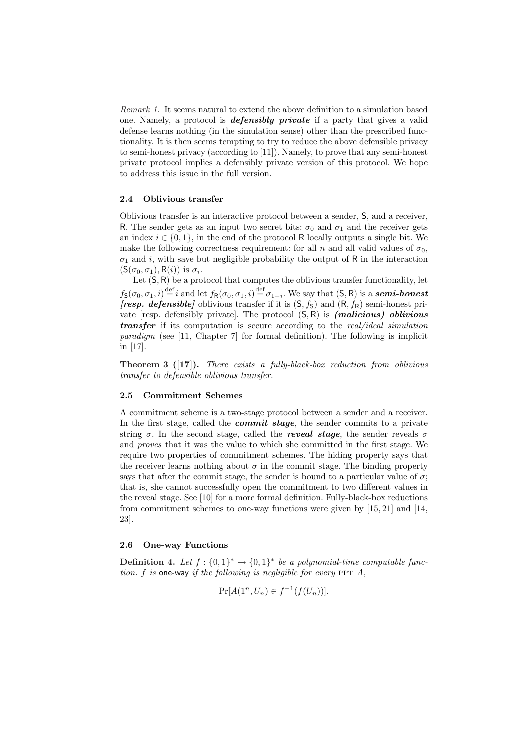*Remark 1.* It seems natural to extend the above definition to a simulation based one. Namely, a protocol is ***defensibly private*** if a party that gives a valid defense learns nothing (in the simulation sense) other than the prescribed functionality. It is then seems tempting to try to reduce the above defensible privacy to semi-honest privacy (according to [11]). Namely, to prove that any semi-honest private protocol implies a defensibly private version of this protocol. We hope to address this issue in the full version.

### 2.4 Oblivious transfer

Oblivious transfer is an interactive protocol between a sender, $\mathsf{S}$, and a receiver, $\mathsf{R}$. The sender gets as an input two secret bits: $\sigma_0$ and $\sigma_1$ and the receiver gets an index $i \in \{0,1\}$, in the end of the protocol $\mathsf{R}$ locally outputs a single bit. We make the following correctness requirement: for all $n$ and all valid values of $\sigma_0$, $\sigma_1$ and $i$, with save but negligible probability the output of $\mathsf{R}$ in the interaction $(\mathsf{S}(\sigma_0, \sigma_1), \mathsf{R}(i))$ is $\sigma_i$.

Let $(\mathsf{S}, \mathsf{R})$ be a protocol that computes the oblivious transfer functionality, let $f_{\mathsf{S}}(\sigma_0, \sigma_1, i) \stackrel{\text{def}}{=} i$ and let $f_{\mathsf{R}}(\sigma_0, \sigma_1, i) \stackrel{\text{def}}{=} \sigma_{1-i}$. We say that $(\mathsf{S}, \mathsf{R})$ is a ***semi-honest [resp. defensible]*** oblivious transfer if it is $(\mathsf{S}, f_{\mathsf{S}})$ and $(\mathsf{R}, f_{\mathsf{R}})$ semi-honest private [resp. defensibly private]. The protocol $(\mathsf{S}, \mathsf{R})$ is ***(malicious) oblivious transfer*** if its computation is secure according to the *real/ideal simulation paradigm* (see [11, Chapter 7] for formal definition). The following is implicit in [17].

**Theorem 3 ([17]).** *There exists a fully-black-box reduction from oblivious transfer to defensible oblivious transfer.*

### 2.5 Commitment Schemes

A commitment scheme is a two-stage protocol between a sender and a receiver. In the first stage, called the ***commit stage***, the sender commits to a private string $\sigma$. In the second stage, called the ***reveal stage***, the sender reveals $\sigma$ and *proves* that it was the value to which she committed in the first stage. We require two properties of commitment schemes. The hiding property says that the receiver learns nothing about $\sigma$ in the commit stage. The binding property says that after the commit stage, the sender is bound to a particular value of $\sigma$; that is, she cannot successfully open the commitment to two different values in the reveal stage. See [10] for a more formal definition. Fully-black-box reductions from commitment schemes to one-way functions were given by [15, 21] and [14, 23].

### 2.6 One-way Functions

**Definition 4.** *Let $f : \{0,1\}^* \mapsto \{0,1\}^*$ be a polynomial-time computable function. $f$ is* one-way *if the following is negligible for every* PPT $A$,

$$\Pr[A(1^n, U_n) \in f^{-1}(f(U_n))].$$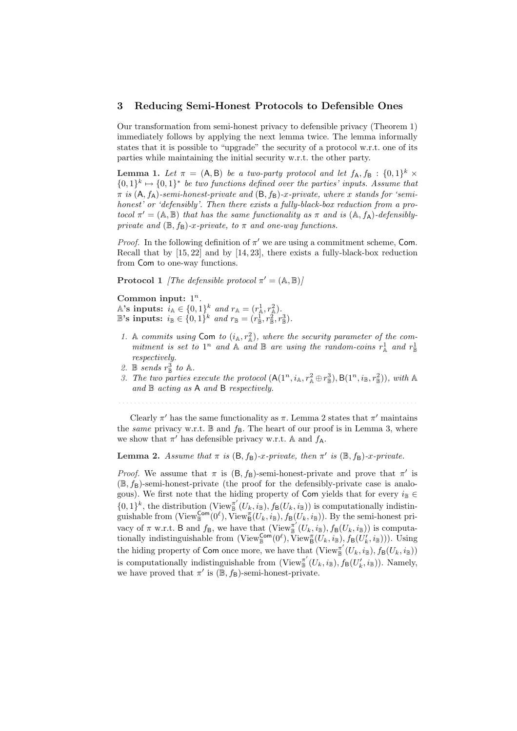## 3 Reducing Semi-Honest Protocols to Defensible Ones

Our transformation from semi-honest privacy to defensible privacy (Theorem 1) immediately follows by applying the next lemma twice. The lemma informally states that it is possible to "upgrade" the security of a protocol w.r.t. one of its parties while maintaining the initial security w.r.t. the other party.

**Lemma 1.** *Let $\pi = (\mathsf{A}, \mathsf{B})$ be a two-party protocol and let $f_{\mathsf{A}}, f_{\mathsf{B}} : \{0,1\}^k \times \{0,1\}^k \mapsto \{0,1\}^*$ be two functions defined over the parties' inputs. Assume that $\pi$ is $(\mathsf{A}, f_{\mathsf{A}})$-semi-honest-private and $(\mathsf{B}, f_{\mathsf{B}})$-$x$-private, where $x$ stands for 'semi-honest' or 'defensibly'. Then there exists a fully-black-box reduction from a protocol $\pi' = (\mathbb{A}, \mathbb{B})$ that has the same functionality as $\pi$ and is $(\mathbb{A}, f_{\mathsf{A}})$-defensibly-private and $(\mathbb{B}, f_{\mathsf{B}})$-$x$-private, to $\pi$ and one-way functions.*

*Proof.* In the following definition of $\pi'$ we are using a commitment scheme, $\mathsf{Com}$. Recall that by [15, 22] and by [14, 23], there exists a fully-black-box reduction from $\mathsf{Com}$ to one-way functions.

**Protocol 1** *[The defensible protocol $\pi' = (\mathbb{A}, \mathbb{B})$]*

**Common input:** $1^n$.
**$\mathbb{A}$'s inputs:** $i_{\mathbb{A}} \in \{0,1\}^k$ *and* $r_{\mathbb{A}} = (r^1_{\mathbb{A}}, r^2_{\mathbb{A}})$.
**$\mathbb{B}$'s inputs:** $i_{\mathbb{B}} \in \{0,1\}^k$ *and* $r_{\mathbb{B}} = (r^1_{\mathbb{B}}, r^2_{\mathbb{B}}, r^3_{\mathbb{B}})$.

1. *$\mathbb{A}$ commits using $\mathsf{Com}$ to $(i_{\mathbb{A}}, r^2_{\mathbb{A}})$, where the security parameter of the commitment is set to $1^n$ and $\mathbb{A}$ and $\mathbb{B}$ are using the random-coins $r^1_{\mathbb{A}}$ and $r^1_{\mathbb{B}}$ respectively.*
2. *$\mathbb{B}$ sends $r^3_{\mathbb{B}}$ to $\mathbb{A}$.*
3. *The two parties execute the protocol $(\mathsf{A}(1^n, i_{\mathbb{A}}, r^2_{\mathbb{A}} \oplus r^3_{\mathbb{B}}), \mathsf{B}(1^n, i_{\mathbb{B}}, r^2_{\mathbb{B}}))$, with $\mathbb{A}$ and $\mathbb{B}$ acting as $\mathsf{A}$ and $\mathsf{B}$ respectively.*

Clearly $\pi'$ has the same functionality as $\pi$. Lemma 2 states that $\pi'$ maintains the *same* privacy w.r.t. $\mathbb{B}$ and $f_{\mathsf{B}}$. The heart of our proof is in Lemma 3, where we show that $\pi'$ has defensible privacy w.r.t. $\mathbb{A}$ and $f_{\mathsf{A}}$.

**Lemma 2.** *Assume that $\pi$ is $(\mathsf{B}, f_{\mathsf{B}})$-$x$-private, then $\pi'$ is $(\mathbb{B}, f_{\mathsf{B}})$-$x$-private.*

*Proof.* We assume that $\pi$ is $(\mathsf{B}, f_{\mathsf{B}})$-semi-honest-private and prove that $\pi'$ is $(\mathbb{B}, f_{\mathsf{B}})$-semi-honest-private (the proof for the defensibly-private case is analogous). We first note that the hiding property of $\mathsf{Com}$ yields that for every $i_{\mathbb{B}} \in \{0,1\}^k$, the distribution $(\mathrm{View}^{\pi'}_{\mathbb{B}}(U_k, i_{\mathbb{B}}), f_{\mathsf{B}}(U_k, i_{\mathbb{B}}))$ is computationally indistinguishable from $(\mathrm{View}^{\mathsf{Com}}_{\mathbb{B}}(0^\ell), \mathrm{View}^{\pi}_{\mathsf{B}}(U_k, i_{\mathbb{B}}), f_{\mathsf{B}}(U_k, i_{\mathbb{B}}))$. By the semi-honest privacy of $\pi$ w.r.t. $\mathsf{B}$ and $f_{\mathsf{B}}$, we have that $(\mathrm{View}^{\pi'}_{\mathbb{B}}(U_k, i_{\mathbb{B}}), f_{\mathsf{B}}(U_k, i_{\mathbb{B}}))$ is computationally indistinguishable from $(\mathrm{View}^{\mathsf{Com}}_{\mathbb{B}}(0^\ell), \mathrm{View}^{\pi}_{\mathsf{B}}(U_k, i_{\mathbb{B}}), f_{\mathsf{B}}(U'_k, i_{\mathbb{B}})))$. Using the hiding property of $\mathsf{Com}$ once more, we have that $(\mathrm{View}^{\pi'}_{\mathbb{B}}(U_k, i_{\mathbb{B}}), f_{\mathsf{B}}(U_k, i_{\mathbb{B}}))$ is computationally indistinguishable from $(\mathrm{View}^{\pi'}_{\mathbb{B}}(U_k, i_{\mathbb{B}}), f_{\mathsf{B}}(U'_k, i_{\mathbb{B}}))$. Namely, we have proved that $\pi'$ is $(\mathbb{B}, f_{\mathsf{B}})$-semi-honest-private.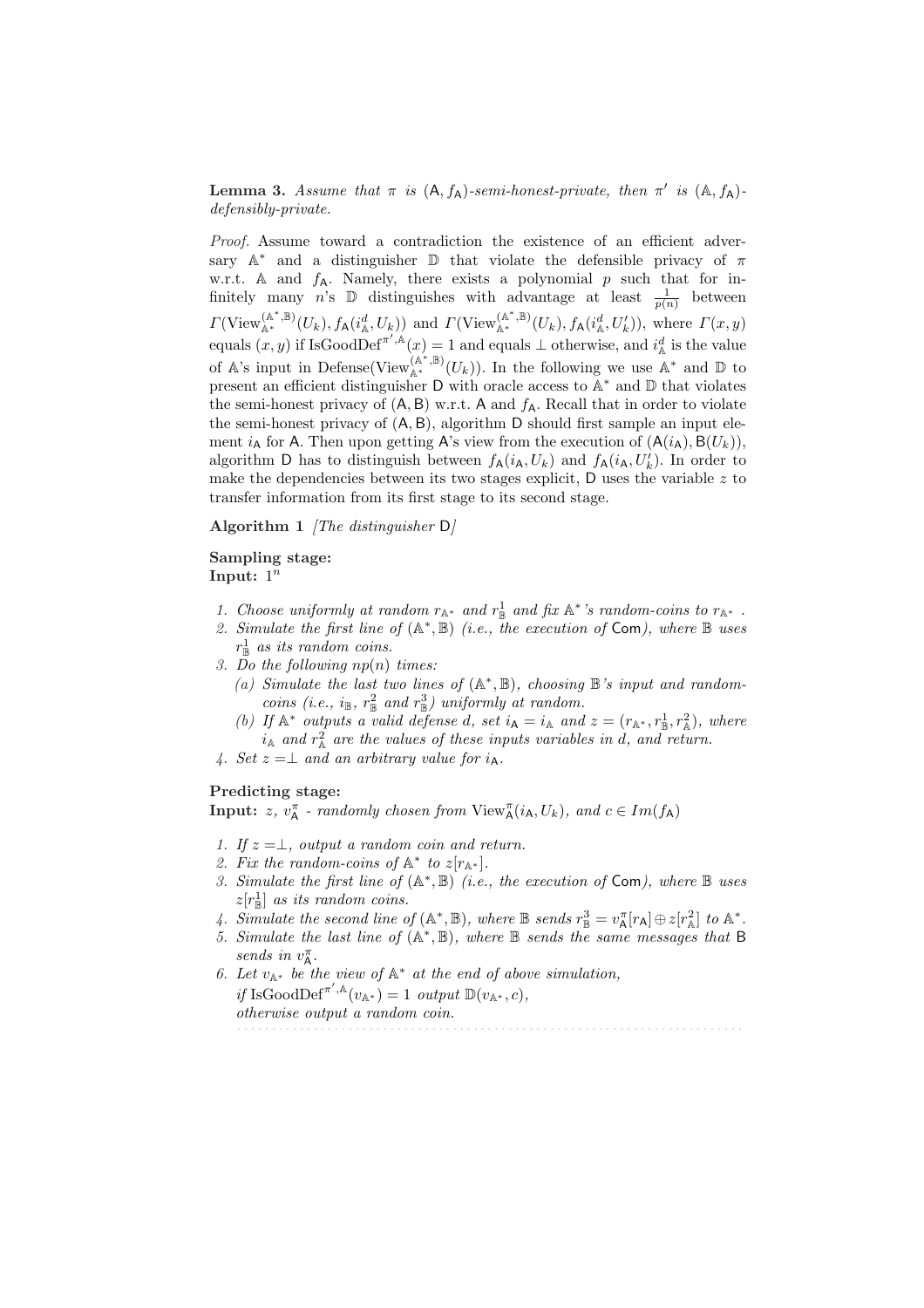**Lemma 3.** *Assume that $\pi$ is $(\mathsf{A}, f_\mathsf{A})$-semi-honest-private, then $\pi'$ is $(\mathbb{A}, f_\mathsf{A})$-defensibly-private.*

*Proof.* Assume toward a contradiction the existence of an efficient adversary $\mathbb{A}^*$ and a distinguisher $\mathbb{D}$ that violate the defensible privacy of $\pi$ w.r.t. $\mathbb{A}$ and $f_\mathsf{A}$. Namely, there exists a polynomial $p$ such that for infinitely many $n$'s $\mathbb{D}$ distinguishes with advantage at least $\frac{1}{p(n)}$ between $\Gamma(\text{View}_{\mathbb{A}^*}^{(\mathbb{A}^*,\mathbb{B})}(U_k), f_\mathsf{A}(i_\mathbb{A}^d, U_k))$ and $\Gamma(\text{View}_{\mathbb{A}^*}^{(\mathbb{A}^*,\mathbb{B})}(U_k), f_\mathsf{A}(i_\mathbb{A}^d, U_k'))$, where $\Gamma(x,y)$ equals $(x,y)$ if $\text{IsGoodDef}^{\pi',\mathbb{A}}(x) = 1$ and equals $\perp$ otherwise, and $i_\mathbb{A}^d$ is the value of $\mathbb{A}$'s input in $\text{Defense}(\text{View}_{\mathbb{A}^*}^{(\mathbb{A}^*,\mathbb{B})}(U_k))$. In the following we use $\mathbb{A}^*$ and $\mathbb{D}$ to present an efficient distinguisher $\mathsf{D}$ with oracle access to $\mathbb{A}^*$ and $\mathbb{D}$ that violates the semi-honest privacy of $(\mathsf{A}, \mathsf{B})$ w.r.t. $\mathsf{A}$ and $f_\mathsf{A}$. Recall that in order to violate the semi-honest privacy of $(\mathsf{A}, \mathsf{B})$, algorithm $\mathsf{D}$ should first sample an input element $i_\mathsf{A}$ for $\mathsf{A}$. Then upon getting $\mathsf{A}$'s view from the execution of $(\mathsf{A}(i_\mathsf{A}), \mathsf{B}(U_k))$, algorithm $\mathsf{D}$ has to distinguish between $f_\mathsf{A}(i_\mathsf{A}, U_k)$ and $f_\mathsf{A}(i_\mathsf{A}, U_k')$. In order to make the dependencies between its two stages explicit, $\mathsf{D}$ uses the variable $z$ to transfer information from its first stage to its second stage.

**Algorithm 1** *[The distinguisher $\mathsf{D}$]*

**Sampling stage:**
**Input:** $1^n$

1. *Choose uniformly at random $r_{\mathbb{A}^*}$ and $r_\mathbb{B}^1$ and fix $\mathbb{A}^*$'s random-coins to $r_{\mathbb{A}^*}$ .*
2. *Simulate the first line of $(\mathbb{A}^*, \mathbb{B})$ (i.e., the execution of $\mathsf{Com}$), where $\mathbb{B}$ uses $r_\mathbb{B}^1$ as its random coins.*
3. *Do the following $np(n)$ times:*
   (a) *Simulate the last two lines of $(\mathbb{A}^*, \mathbb{B})$, choosing $\mathbb{B}$'s input and random-coins (i.e., $i_\mathbb{B}$, $r_\mathbb{B}^2$ and $r_\mathbb{B}^3$) uniformly at random.*
   (b) *If $\mathbb{A}^*$ outputs a valid defense $d$, set $i_\mathsf{A} = i_\mathbb{A}$ and $z = (r_{\mathbb{A}^*}, r_\mathbb{B}^1, r_\mathbb{A}^2)$, where $i_\mathbb{A}$ and $r_\mathbb{A}^2$ are the values of these inputs variables in $d$, and return.*
4. *Set $z = \perp$ and an arbitrary value for $i_\mathsf{A}$.*

**Predicting stage:**
**Input:** *$z$, $v_\mathsf{A}^\pi$ - randomly chosen from $\text{View}_\mathsf{A}^\pi(i_\mathsf{A}, U_k)$, and $c \in Im(f_\mathsf{A})$*

1. *If $z = \perp$, output a random coin and return.*
2. *Fix the random-coins of $\mathbb{A}^*$ to $z[r_{\mathbb{A}^*}]$.*
3. *Simulate the first line of $(\mathbb{A}^*, \mathbb{B})$ (i.e., the execution of $\mathsf{Com}$), where $\mathbb{B}$ uses $z[r_\mathbb{B}^1]$ as its random coins.*
4. *Simulate the second line of $(\mathbb{A}^*, \mathbb{B})$, where $\mathbb{B}$ sends $r_\mathbb{B}^3 = v_\mathsf{A}^\pi[r_\mathsf{A}] \oplus z[r_\mathbb{A}^2]$ to $\mathbb{A}^*$.*
5. *Simulate the last line of $(\mathbb{A}^*, \mathbb{B})$, where $\mathbb{B}$ sends the same messages that $\mathsf{B}$ sends in $v_\mathsf{A}^\pi$.*
6. *Let $v_{\mathbb{A}^*}$ be the view of $\mathbb{A}^*$ at the end of above simulation, if $\text{IsGoodDef}^{\pi',\mathbb{A}}(v_{\mathbb{A}^*}) = 1$ output $\mathbb{D}(v_{\mathbb{A}^*}, c)$, otherwise output a random coin.*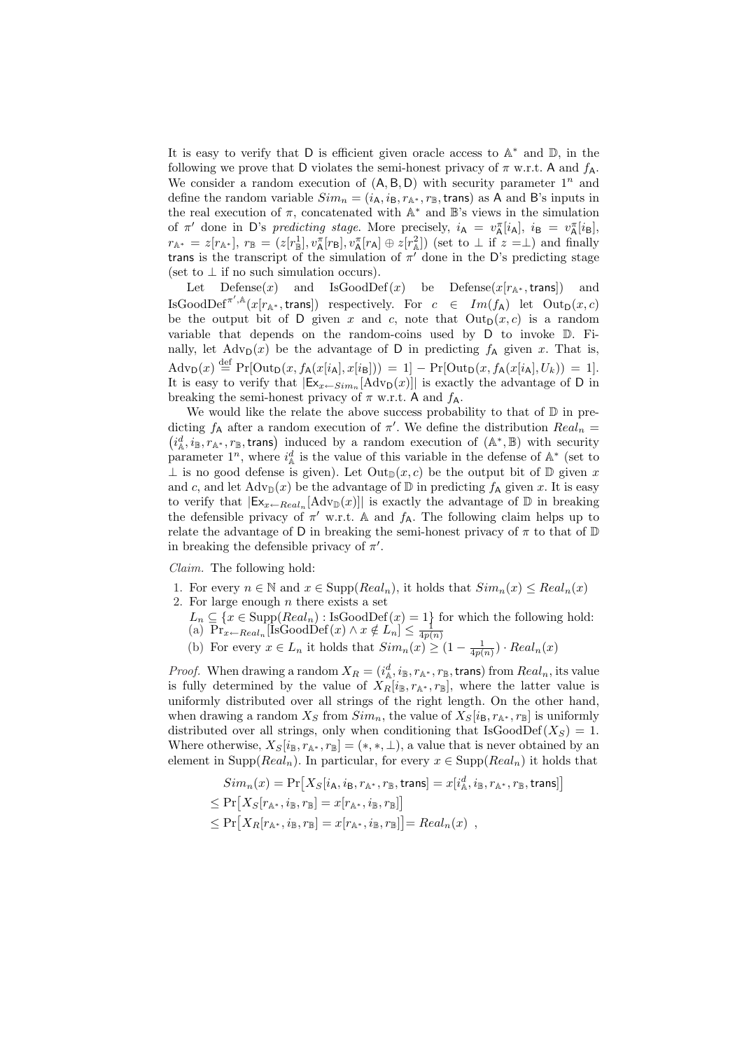It is easy to verify that $\mathsf{D}$ is efficient given oracle access to $\mathbb{A}^*$ and $\mathbb{D}$, in the following we prove that $\mathsf{D}$ violates the semi-honest privacy of $\pi$ w.r.t. $\mathsf{A}$ and $f_{\mathsf{A}}$. We consider a random execution of $(\mathsf{A}, \mathsf{B}, \mathsf{D})$ with security parameter $1^n$ and define the random variable $Sim_n = (i_{\mathsf{A}}, i_{\mathsf{B}}, r_{\mathbb{A}^*}, r_{\mathbb{B}}, \mathsf{trans})$ as $\mathsf{A}$ and $\mathsf{B}$'s inputs in the real execution of $\pi$, concatenated with $\mathbb{A}^*$ and $\mathbb{B}$'s views in the simulation of $\pi'$ done in $\mathsf{D}$'s *predicting stage*. More precisely, $i_{\mathsf{A}} = v^{\pi}_{\mathsf{A}}[i_{\mathsf{A}}]$, $i_{\mathsf{B}} = v^{\pi}_{\mathsf{A}}[i_{\mathsf{B}}]$, $r_{\mathbb{A}^*} = z[r_{\mathbb{A}^*}]$, $r_{\mathbb{B}} = (z[r^1_{\mathbb{B}}], v^{\pi}_{\mathsf{A}}[r_{\mathsf{B}}], v^{\pi}_{\mathsf{A}}[r_{\mathsf{A}}] \oplus z[r^2_{\mathbb{A}}])$ (set to $\perp$ if $z = \perp$) and finally $\mathsf{trans}$ is the transcript of the simulation of $\pi'$ done in the $\mathsf{D}$'s predicting stage (set to $\perp$ if no such simulation occurs).

Let $\mathrm{Defense}(x)$ and $\mathrm{IsGoodDef}(x)$ be $\mathrm{Defense}(x[r_{\mathbb{A}^*}, \mathsf{trans}])$ and $\mathrm{IsGoodDef}^{\pi', \mathbb{A}}(x[r_{\mathbb{A}^*}, \mathsf{trans}])$ respectively. For $c \in Im(f_{\mathsf{A}})$ let $\mathrm{Out}_{\mathsf{D}}(x, c)$ be the output bit of $\mathsf{D}$ given $x$ and $c$, note that $\mathrm{Out}_{\mathsf{D}}(x, c)$ is a random variable that depends on the random-coins used by $\mathsf{D}$ to invoke $\mathbb{D}$. Finally, let $\mathrm{Adv}_{\mathsf{D}}(x)$ be the advantage of $\mathsf{D}$ in predicting $f_{\mathsf{A}}$ given $x$. That is, $\mathrm{Adv}_{\mathsf{D}}(x) \stackrel{\text{def}}{=} \Pr[\mathrm{Out}_{\mathsf{D}}(x, f_{\mathsf{A}}(x[i_{\mathsf{A}}], x[i_{\mathsf{B}}])) = 1] - \Pr[\mathrm{Out}_{\mathsf{D}}(x, f_{\mathsf{A}}(x[i_{\mathsf{A}}], U_k)) = 1]$. It is easy to verify that $|\mathsf{Ex}_{x \leftarrow Sim_n}[\mathrm{Adv}_{\mathsf{D}}(x)]|$ is exactly the advantage of $\mathsf{D}$ in breaking the semi-honest privacy of $\pi$ w.r.t. $\mathsf{A}$ and $f_{\mathsf{A}}$.

We would like the relate the above success probability to that of $\mathbb{D}$ in predicting $f_{\mathsf{A}}$ after a random execution of $\pi'$. We define the distribution $Real_n = (i^d_{\mathbb{A}}, i_{\mathbb{B}}, r_{\mathbb{A}^*}, r_{\mathbb{B}}, \mathsf{trans})$ induced by a random execution of $(\mathbb{A}^*, \mathbb{B})$ with security parameter $1^n$, where $i^d_{\mathbb{A}}$ is the value of this variable in the defense of $\mathbb{A}^*$ (set to $\perp$ is no good defense is given). Let $\mathrm{Out}_{\mathbb{D}}(x, c)$ be the output bit of $\mathbb{D}$ given $x$ and $c$, and let $\mathrm{Adv}_{\mathbb{D}}(x)$ be the advantage of $\mathbb{D}$ in predicting $f_{\mathsf{A}}$ given $x$. It is easy to verify that $|\mathsf{Ex}_{x \leftarrow Real_n}[\mathrm{Adv}_{\mathbb{D}}(x)]|$ is exactly the advantage of $\mathbb{D}$ in breaking the defensible privacy of $\pi'$ w.r.t. $\mathbb{A}$ and $f_{\mathsf{A}}$. The following claim helps up to relate the advantage of $\mathsf{D}$ in breaking the semi-honest privacy of $\pi$ to that of $\mathbb{D}$ in breaking the defensible privacy of $\pi'$.

*Claim.* The following hold:

1. For every $n \in \mathbb{N}$ and $x \in \mathrm{Supp}(Real_n)$, it holds that $Sim_n(x) \leq Real_n(x)$
2. For large enough $n$ there exists a set $L_n \subseteq \{x \in \mathrm{Supp}(Real_n) : \mathrm{IsGoodDef}(x) = 1\}$ for which the following hold:
   (a) $\Pr_{x \leftarrow Real_n}[\mathrm{IsGoodDef}(x) \wedge x \notin L_n] \leq \frac{1}{4p(n)}$
   (b) For every $x \in L_n$ it holds that $Sim_n(x) \geq (1 - \frac{1}{4p(n)}) \cdot Real_n(x)$

*Proof.* When drawing a random $X_R = (i^d_{\mathbb{A}}, i_{\mathbb{B}}, r_{\mathbb{A}^*}, r_{\mathbb{B}}, \mathsf{trans})$ from $Real_n$, its value is fully determined by the value of $X_R[i_{\mathbb{B}}, r_{\mathbb{A}^*}, r_{\mathbb{B}}]$, where the latter value is uniformly distributed over all strings of the right length. On the other hand, when drawing a random $X_S$ from $Sim_n$, the value of $X_S[i_{\mathsf{B}}, r_{\mathbb{A}^*}, r_{\mathbb{B}}]$ is uniformly distributed over all strings, only when conditioning that $\mathrm{IsGoodDef}(X_S) = 1$. Where otherwise, $X_S[i_{\mathsf{B}}, r_{\mathbb{A}^*}, r_{\mathbb{B}}] = (*, *, \perp)$, a value that is never obtained by an element in $\mathrm{Supp}(Real_n)$. In particular, for every $x \in \mathrm{Supp}(Real_n)$ it holds that

$$
\begin{aligned}
Sim_n(x) &= \Pr\big[X_S[i_{\mathsf{A}}, i_{\mathsf{B}}, r_{\mathbb{A}^*}, r_{\mathbb{B}}, \mathsf{trans}] = x[i^d_{\mathbb{A}}, i_{\mathbb{B}}, r_{\mathbb{A}^*}, r_{\mathbb{B}}, \mathsf{trans}]\big] \\
&\leq \Pr\big[X_S[r_{\mathbb{A}^*}, i_{\mathsf{B}}, r_{\mathbb{B}}] = x[r_{\mathbb{A}^*}, i_{\mathbb{B}}, r_{\mathbb{B}}]\big] \\
&\leq \Pr\big[X_R[r_{\mathbb{A}^*}, i_{\mathbb{B}}, r_{\mathbb{B}}] = x[r_{\mathbb{A}^*}, i_{\mathbb{B}}, r_{\mathbb{B}}]\big] = Real_n(x) \ ,
\end{aligned}
$$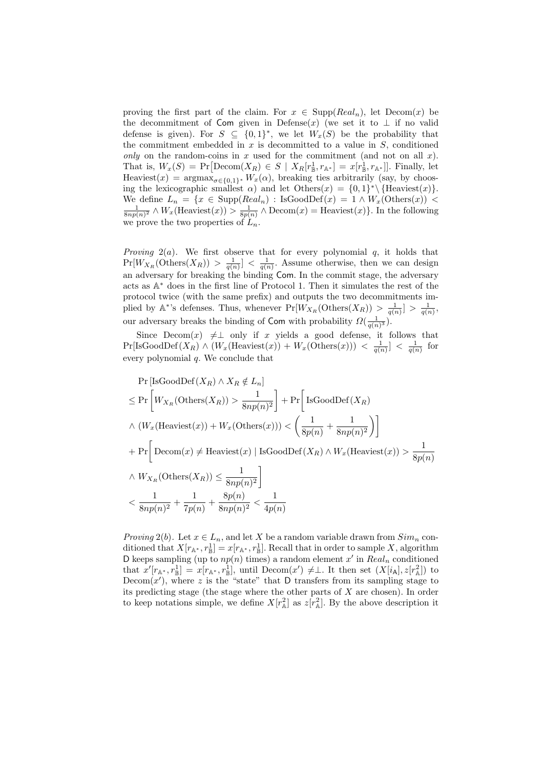proving the first part of the claim. For $x \in \mathrm{Supp}(Real_n)$, let $\mathrm{Decom}(x)$ be the decommitment of $\mathsf{Com}$ given in $\mathrm{Defense}(x)$ (we set it to $\perp$ if no valid defense is given). For $S \subseteq \{0,1\}^*$, we let $W_x(S)$ be the probability that the commitment embedded in $x$ is decommitted to a value in $S$, conditioned *only* on the random-coins in $x$ used for the commitment (and not on all $x$). That is, $W_x(S) = \Pr\big[\mathrm{Decom}(X_R) \in S \mid X_R[r^1_{\mathbb{B}}, r_{\mathbb{A}^*}] = x[r^1_{\mathbb{B}}, r_{\mathbb{A}^*}]\big]$. Finally, let $\mathrm{Heaviest}(x) = \mathrm{argmax}_{\sigma \in \{0,1\}^*} W_x(\alpha)$, breaking ties arbitrarily (say, by choosing the lexicographic smallest $\alpha$) and let $\mathrm{Others}(x) = \{0,1\}^* \setminus \{\mathrm{Heaviest}(x)\}$. We define $L_n = \{x \in \mathrm{Supp}(Real_n) : \mathrm{IsGoodDef}(x) = 1 \wedge W_x(\mathrm{Others}(x)) < \frac{1}{8np(n)^2} \wedge W_x(\mathrm{Heaviest}(x)) > \frac{1}{8p(n)} \wedge \mathrm{Decom}(x) = \mathrm{Heaviest}(x)\}$. In the following we prove the two properties of $L_n$.

*Proving* 2(a). We first observe that for every polynomial $q$, it holds that $\Pr[W_{X_R}(\mathrm{Others}(X_R)) > \frac{1}{q(n)}] < \frac{1}{q(n)}$. Assume otherwise, then we can design an adversary for breaking the binding $\mathsf{Com}$. In the commit stage, the adversary acts as $\mathbb{A}^*$ does in the first line of Protocol 1. Then it simulates the rest of the protocol twice (with the same prefix) and outputs the two decommitments implied by $\mathbb{A}^*$'s defenses. Thus, whenever $\Pr[W_{X_R}(\mathrm{Others}(X_R)) > \frac{1}{q(n)}] > \frac{1}{q(n)}$, our adversary breaks the binding of $\mathsf{Com}$ with probability $\Omega(\frac{1}{q(n)^3})$.

Since $\mathrm{Decom}(x) \neq \perp$ only if $x$ yields a good defense, it follows that $\Pr[\mathrm{IsGoodDef}(X_R) \wedge (W_x(\mathrm{Heaviest}(x)) + W_x(\mathrm{Others}(x))) < \frac{1}{q(n)}] < \frac{1}{q(n)}$ for every polynomial $q$. We conclude that

$$
\begin{aligned}
&\Pr\left[\mathrm{IsGoodDef}(X_R) \wedge X_R \notin L_n\right] \\
&\leq \Pr\left[W_{X_R}(\mathrm{Others}(X_R)) > \frac{1}{8np(n)^2}\right] + \Pr\bigg[\mathrm{IsGoodDef}(X_R) \\
&\wedge \left(W_x(\mathrm{Heaviest}(x)) + W_x(\mathrm{Others}(x))\right) < \left(\frac{1}{8p(n)} + \frac{1}{8np(n)^2}\right)\bigg] \\
&+ \Pr\bigg[\mathrm{Decom}(x) \neq \mathrm{Heaviest}(x) \mid \mathrm{IsGoodDef}(X_R) \wedge W_x(\mathrm{Heaviest}(x)) > \frac{1}{8p(n)} \\
&\wedge W_{X_R}(\mathrm{Others}(X_R)) \leq \frac{1}{8np(n)^2}\bigg] \\
&< \frac{1}{8np(n)^2} + \frac{1}{7p(n)} + \frac{8p(n)}{8np(n)^2} < \frac{1}{4p(n)}
\end{aligned}
$$

*Proving* 2(b). Let $x \in L_n$, and let $X$ be a random variable drawn from $Sim_n$ conditioned that $X[r_{\mathbb{A}^*}, r^1_{\mathbb{B}}] = x[r_{\mathbb{A}^*}, r^1_{\mathbb{B}}]$. Recall that in order to sample $X$, algorithm $\mathsf{D}$ keeps sampling (up to $np(n)$ times) a random element $x'$ in $Real_n$ conditioned that $x'[r_{\mathbb{A}^*}, r^1_{\mathbb{B}}] = x[r_{\mathbb{A}^*}, r^1_{\mathbb{B}}]$, until $\mathrm{Decom}(x') \neq \perp$. It then set $(X[i_{\mathsf{A}}], z[r^2_{\mathbb{A}}])$ to $\mathrm{Decom}(x')$, where $z$ is the "state" that $\mathsf{D}$ transfers from its sampling stage to its predicting stage (the stage where the other parts of $X$ are chosen). In order to keep notations simple, we define $X[r^2_{\mathbb{A}}]$ as $z[r^2_{\mathbb{A}}]$. By the above description it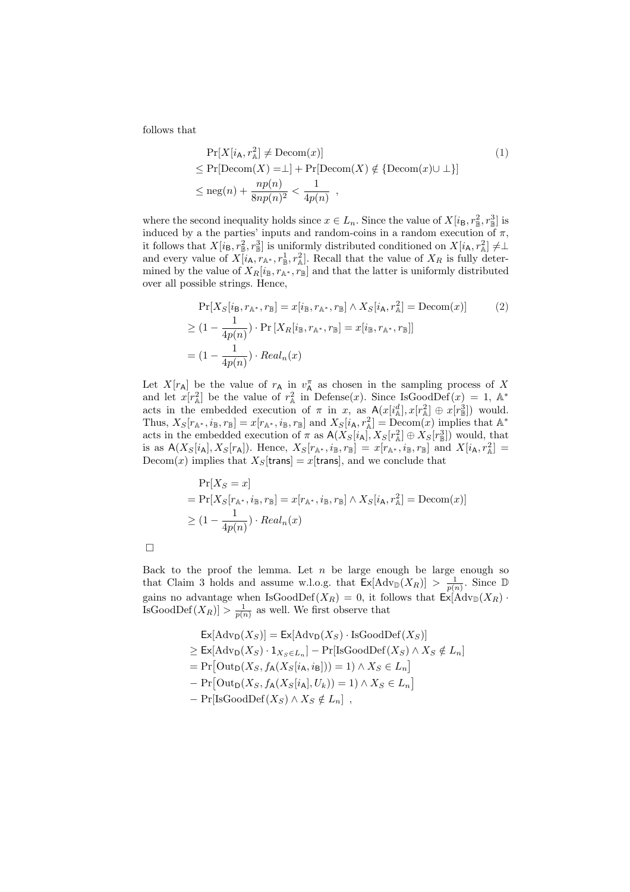follows that

$$
\begin{aligned}
&\Pr[X[i_{\mathsf{A}}, r_{\mathbb{A}}^2] \neq \mathrm{Decom}(x)] \qquad (1)\\
&\leq \Pr[\mathrm{Decom}(X) = \perp] + \Pr[\mathrm{Decom}(X) \notin \{\mathrm{Decom}(x) \cup \perp\}]\\
&\leq \mathrm{neg}(n) + \frac{np(n)}{8np(n)^2} < \frac{1}{4p(n)} \ ,
\end{aligned}
$$

where the second inequality holds since $x \in L_n$. Since the value of $X[i_{\mathsf{B}}, r_{\mathbb{B}}^2, r_{\mathbb{B}}^3]$ is induced by a the parties' inputs and random-coins in a random execution of $\pi$, it follows that $X[i_{\mathsf{B}}, r_{\mathbb{B}}^2, r_{\mathbb{B}}^3]$ is uniformly distributed conditioned on $X[i_{\mathsf{A}}, r_{\mathbb{A}}^2] \neq \perp$ and every value of $X[i_{\mathsf{A}}, r_{\mathbb{A}^*}, r_{\mathbb{B}}^1, r_{\mathbb{A}}^2]$. Recall that the value of $X_R$ is fully determined by the value of $X_R[i_{\mathbb{B}}, r_{\mathbb{A}^*}, r_{\mathbb{B}}]$ and that the latter is uniformly distributed over all possible strings. Hence,

$$
\begin{aligned}
&\Pr[X_S[i_{\mathsf{B}}, r_{\mathbb{A}^*}, r_{\mathbb{B}}] = x[i_{\mathbb{B}}, r_{\mathbb{A}^*}, r_{\mathbb{B}}] \wedge X_S[i_{\mathsf{A}}, r_{\mathbb{A}}^2] = \mathrm{Decom}(x)] \qquad (2)\\
&\geq (1 - \frac{1}{4p(n)}) \cdot \Pr\left[X_R[i_{\mathbb{B}}, r_{\mathbb{A}^*}, r_{\mathbb{B}}] = x[i_{\mathbb{B}}, r_{\mathbb{A}^*}, r_{\mathbb{B}}]\right]\\
&= (1 - \frac{1}{4p(n)}) \cdot \mathit{Real}_n(x)
\end{aligned}
$$

Let $X[r_{\mathsf{A}}]$ be the value of $r_{\mathsf{A}}$ in $v_{\mathsf{A}}^{\pi}$ as chosen in the sampling process of $X$ and let $x[r_{\mathbb{A}}^2]$ be the value of $r_{\mathbb{A}}^2$ in Defense$(x)$. Since $\mathrm{IsGoodDef}(x) = 1$, $\mathbb{A}^*$ acts in the embedded execution of $\pi$ in $x$, as $\mathsf{A}(x[i_{\mathbb{A}}^d], x[r_{\mathbb{A}}^2] \oplus x[r_{\mathbb{B}}^3])$ would. Thus, $X_S[r_{\mathbb{A}^*}, i_{\mathbb{B}}, r_{\mathbb{B}}] = x[r_{\mathbb{A}^*}, i_{\mathbb{B}}, r_{\mathbb{B}}]$ and $X_S[i_{\mathsf{A}}, r_{\mathbb{A}}^2] = \mathrm{Decom}(x)$ implies that $\mathbb{A}^*$ acts in the embedded execution of $\pi$ as $\mathsf{A}(X_S[i_{\mathsf{A}}], X_S[r_{\mathbb{A}}^2] \oplus X_S[r_{\mathbb{B}}^3])$ would, that is as $\mathsf{A}(X_S[i_{\mathsf{A}}], X_S[r_{\mathsf{A}}])$. Hence, $X_S[r_{\mathbb{A}^*}, i_{\mathbb{B}}, r_{\mathbb{B}}] = x[r_{\mathbb{A}^*}, i_{\mathbb{B}}, r_{\mathbb{B}}]$ and $X[i_{\mathsf{A}}, r_{\mathbb{A}}^2] = \mathrm{Decom}(x)$ implies that $X_S[\mathsf{trans}] = x[\mathsf{trans}]$, and we conclude that

$$
\begin{aligned}
&\Pr[X_S = x]\\
&= \Pr[X_S[r_{\mathbb{A}^*}, i_{\mathbb{B}}, r_{\mathbb{B}}] = x[r_{\mathbb{A}^*}, i_{\mathbb{B}}, r_{\mathbb{B}}] \wedge X_S[i_{\mathsf{A}}, r_{\mathbb{A}}^2] = \mathrm{Decom}(x)]\\
&\geq (1 - \frac{1}{4p(n)}) \cdot \mathit{Real}_n(x)
\end{aligned}
$$

□

Back to the proof the lemma. Let $n$ be large enough be large enough so that Claim 3 holds and assume w.l.o.g. that $\mathsf{Ex}[\mathrm{Adv}_{\mathbb{D}}(X_R)] > \frac{1}{p(n)}$. Since $\mathbb{D}$ gains no advantage when $\mathrm{IsGoodDef}(X_R) = 0$, it follows that $\mathsf{Ex}[\mathrm{Adv}_{\mathbb{D}}(X_R) \cdot \mathrm{IsGoodDef}(X_R)] > \frac{1}{p(n)}$ as well. We first observe that

$$
\begin{aligned}
&\mathsf{Ex}[\mathrm{Adv}_{\mathsf{D}}(X_S)] = \mathsf{Ex}[\mathrm{Adv}_{\mathsf{D}}(X_S) \cdot \mathrm{IsGoodDef}(X_S)]\\
&\geq \mathsf{Ex}[\mathrm{Adv}_{\mathsf{D}}(X_S) \cdot 1_{X_S \in L_n}] - \Pr[\mathrm{IsGoodDef}(X_S) \wedge X_S \notin L_n]\\
&= \Pr\bigl[\mathrm{Out}_{\mathsf{D}}(X_S, f_{\mathsf{A}}(X_S[i_{\mathsf{A}}, i_{\mathsf{B}}])) = 1) \wedge X_S \in L_n\bigr]\\
&- \Pr\bigl[\mathrm{Out}_{\mathsf{D}}(X_S, f_{\mathsf{A}}(X_S[i_{\mathsf{A}}], U_k)) = 1) \wedge X_S \in L_n\bigr]\\
&- \Pr[\mathrm{IsGoodDef}(X_S) \wedge X_S \notin L_n] \ ,
\end{aligned}
$$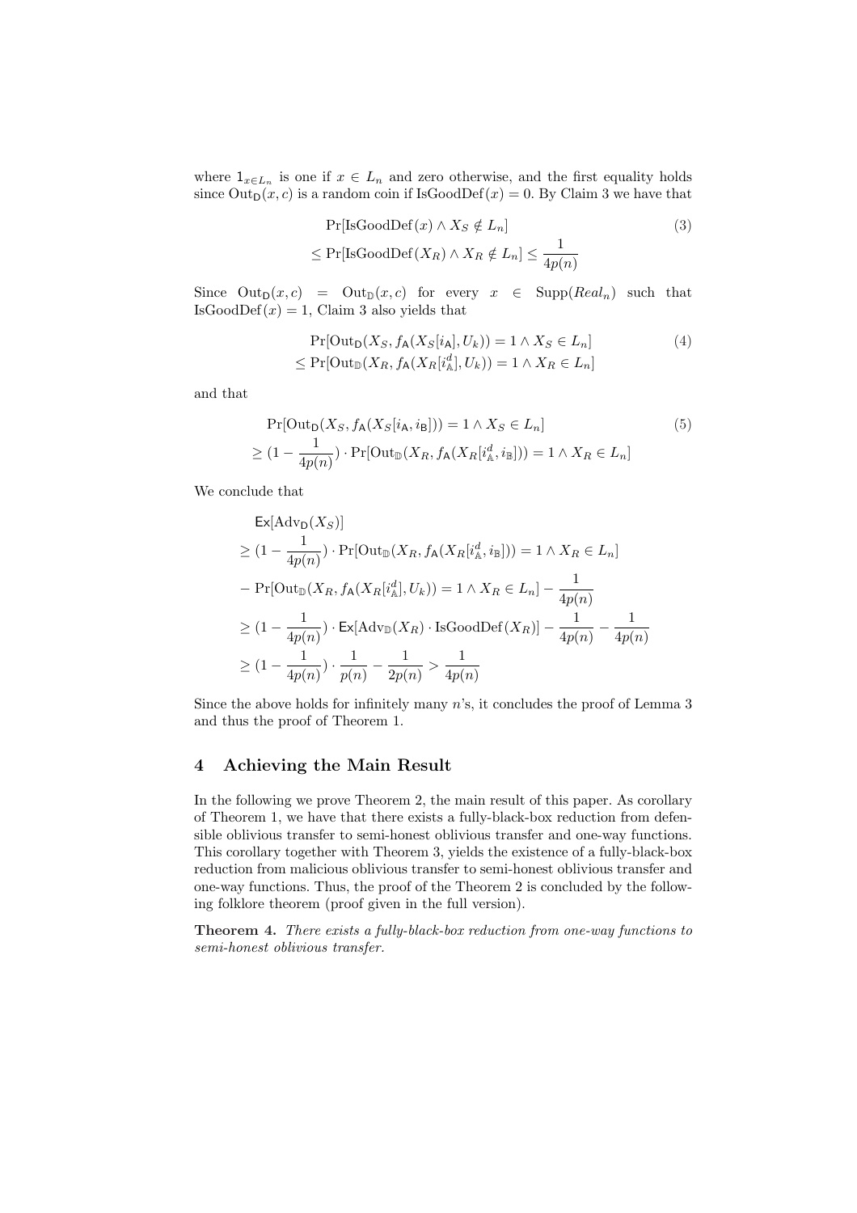where $1_{x \in L_n}$ is one if $x \in L_n$ and zero otherwise, and the first equality holds since $\mathrm{Out}_{\mathsf{D}}(x, c)$ is a random coin if $\mathrm{IsGoodDef}(x) = 0$. By Claim 3 we have that

$$
\begin{aligned}
&\Pr[\mathrm{IsGoodDef}(x) \wedge X_S \notin L_n] \\
&\leq \Pr[\mathrm{IsGoodDef}(X_R) \wedge X_R \notin L_n] \leq \frac{1}{4p(n)}
\end{aligned} \tag{3}
$$

Since $\mathrm{Out}_{\mathsf{D}}(x, c) = \mathrm{Out}_{\mathbb{D}}(x, c)$ for every $x \in \mathrm{Supp}(Real_n)$ such that $\mathrm{IsGoodDef}(x) = 1$, Claim 3 also yields that

$$
\begin{aligned}
&\Pr[\mathrm{Out}_{\mathsf{D}}(X_S, f_{\mathsf{A}}(X_S[i_{\mathsf{A}}], U_k)) = 1 \wedge X_S \in L_n] \\
&\leq \Pr[\mathrm{Out}_{\mathbb{D}}(X_R, f_{\mathsf{A}}(X_R[i^d_{\mathbb{A}}], U_k)) = 1 \wedge X_R \in L_n]
\end{aligned} \tag{4}
$$

and that

$$
\begin{aligned}
&\Pr[\mathrm{Out}_{\mathsf{D}}(X_S, f_{\mathsf{A}}(X_S[i_{\mathsf{A}}, i_{\mathsf{B}}])) = 1 \wedge X_S \in L_n] \\
&\geq (1 - \frac{1}{4p(n)}) \cdot \Pr[\mathrm{Out}_{\mathbb{D}}(X_R, f_{\mathsf{A}}(X_R[i^d_{\mathbb{A}}, i_{\mathbb{B}}])) = 1 \wedge X_R \in L_n]
\end{aligned} \tag{5}
$$

We conclude that

$$
\begin{aligned}
&\mathsf{Ex}[\mathrm{Adv}_{\mathsf{D}}(X_S)] \\
&\geq (1 - \frac{1}{4p(n)}) \cdot \Pr[\mathrm{Out}_{\mathbb{D}}(X_R, f_{\mathsf{A}}(X_R[i^d_{\mathbb{A}}, i_{\mathbb{B}}])) = 1 \wedge X_R \in L_n] \\
&- \Pr[\mathrm{Out}_{\mathbb{D}}(X_R, f_{\mathsf{A}}(X_R[i^d_{\mathbb{A}}], U_k)) = 1 \wedge X_R \in L_n] - \frac{1}{4p(n)} \\
&\geq (1 - \frac{1}{4p(n)}) \cdot \mathsf{Ex}[\mathrm{Adv}_{\mathbb{D}}(X_R) \cdot \mathrm{IsGoodDef}(X_R)] - \frac{1}{4p(n)} - \frac{1}{4p(n)} \\
&\geq (1 - \frac{1}{4p(n)}) \cdot \frac{1}{p(n)} - \frac{1}{2p(n)} > \frac{1}{4p(n)}
\end{aligned}
$$

Since the above holds for infinitely many $n$'s, it concludes the proof of Lemma 3 and thus the proof of Theorem 1.

## 4 Achieving the Main Result

In the following we prove Theorem 2, the main result of this paper. As corollary of Theorem 1, we have that there exists a fully-black-box reduction from defensible oblivious transfer to semi-honest oblivious transfer and one-way functions. This corollary together with Theorem 3, yields the existence of a fully-black-box reduction from malicious oblivious transfer to semi-honest oblivious transfer and one-way functions. Thus, the proof of the Theorem 2 is concluded by the following folklore theorem (proof given in the full version).

**Theorem 4.** *There exists a fully-black-box reduction from one-way functions to semi-honest oblivious transfer.*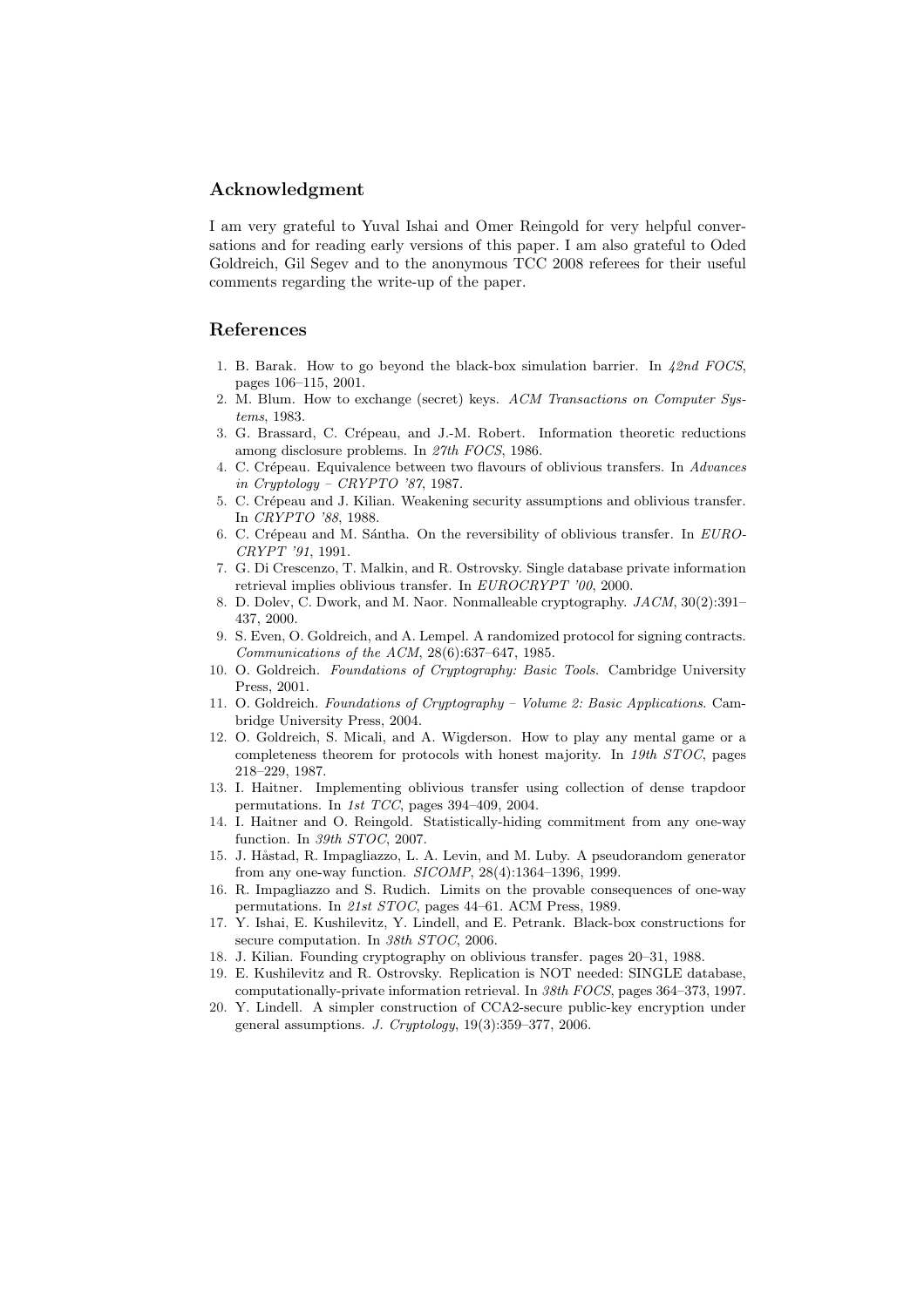## Acknowledgment

I am very grateful to Yuval Ishai and Omer Reingold for very helpful conversations and for reading early versions of this paper. I am also grateful to Oded Goldreich, Gil Segev and to the anonymous TCC 2008 referees for their useful comments regarding the write-up of the paper.

## References

1. B. Barak. How to go beyond the black-box simulation barrier. In *42nd FOCS*, pages 106–115, 2001.
2. M. Blum. How to exchange (secret) keys. *ACM Transactions on Computer Systems*, 1983.
3. G. Brassard, C. Crépeau, and J.-M. Robert. Information theoretic reductions among disclosure problems. In *27th FOCS*, 1986.
4. C. Crépeau. Equivalence between two flavours of oblivious transfers. In *Advances in Cryptology – CRYPTO '87*, 1987.
5. C. Crépeau and J. Kilian. Weakening security assumptions and oblivious transfer. In *CRYPTO '88*, 1988.
6. C. Crépeau and M. Sántha. On the reversibility of oblivious transfer. In *EUROCRYPT '91*, 1991.
7. G. Di Crescenzo, T. Malkin, and R. Ostrovsky. Single database private information retrieval implies oblivious transfer. In *EUROCRYPT '00*, 2000.
8. D. Dolev, C. Dwork, and M. Naor. Nonmalleable cryptography. *JACM*, 30(2):391–437, 2000.
9. S. Even, O. Goldreich, and A. Lempel. A randomized protocol for signing contracts. *Communications of the ACM*, 28(6):637–647, 1985.
10. O. Goldreich. *Foundations of Cryptography: Basic Tools*. Cambridge University Press, 2001.
11. O. Goldreich. *Foundations of Cryptography – Volume 2: Basic Applications*. Cambridge University Press, 2004.
12. O. Goldreich, S. Micali, and A. Wigderson. How to play any mental game or a completeness theorem for protocols with honest majority. In *19th STOC*, pages 218–229, 1987.
13. I. Haitner. Implementing oblivious transfer using collection of dense trapdoor permutations. In *1st TCC*, pages 394–409, 2004.
14. I. Haitner and O. Reingold. Statistically-hiding commitment from any one-way function. In *39th STOC*, 2007.
15. J. Håstad, R. Impagliazzo, L. A. Levin, and M. Luby. A pseudorandom generator from any one-way function. *SICOMP*, 28(4):1364–1396, 1999.
16. R. Impagliazzo and S. Rudich. Limits on the provable consequences of one-way permutations. In *21st STOC*, pages 44–61. ACM Press, 1989.
17. Y. Ishai, E. Kushilevitz, Y. Lindell, and E. Petrank. Black-box constructions for secure computation. In *38th STOC*, 2006.
18. J. Kilian. Founding cryptography on oblivious transfer. pages 20–31, 1988.
19. E. Kushilevitz and R. Ostrovsky. Replication is NOT needed: SINGLE database, computationally-private information retrieval. In *38th FOCS*, pages 364–373, 1997.
20. Y. Lindell. A simpler construction of CCA2-secure public-key encryption under general assumptions. *J. Cryptology*, 19(3):359–377, 2006.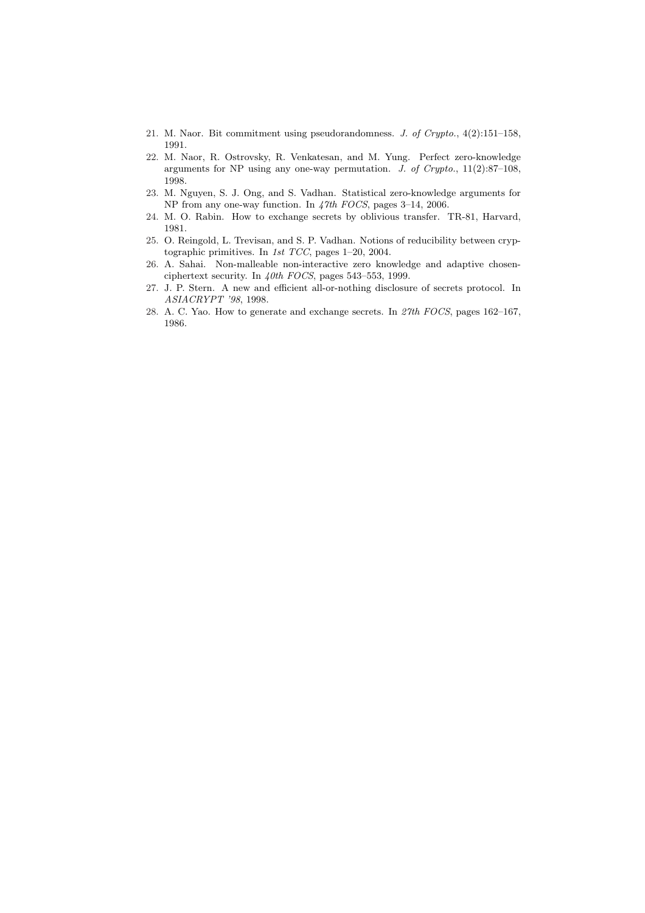21. M. Naor. Bit commitment using pseudorandomness. *J. of Crypto.*, 4(2):151–158, 1991.
22. M. Naor, R. Ostrovsky, R. Venkatesan, and M. Yung. Perfect zero-knowledge arguments for NP using any one-way permutation. *J. of Crypto.*, 11(2):87–108, 1998.
23. M. Nguyen, S. J. Ong, and S. Vadhan. Statistical zero-knowledge arguments for NP from any one-way function. In *47th FOCS*, pages 3–14, 2006.
24. M. O. Rabin. How to exchange secrets by oblivious transfer. TR-81, Harvard, 1981.
25. O. Reingold, L. Trevisan, and S. P. Vadhan. Notions of reducibility between cryptographic primitives. In *1st TCC*, pages 1–20, 2004.
26. A. Sahai. Non-malleable non-interactive zero knowledge and adaptive chosen-ciphertext security. In *40th FOCS*, pages 543–553, 1999.
27. J. P. Stern. A new and efficient all-or-nothing disclosure of secrets protocol. In *ASIACRYPT '98*, 1998.
28. A. C. Yao. How to generate and exchange secrets. In *27th FOCS*, pages 162–167, 1986.